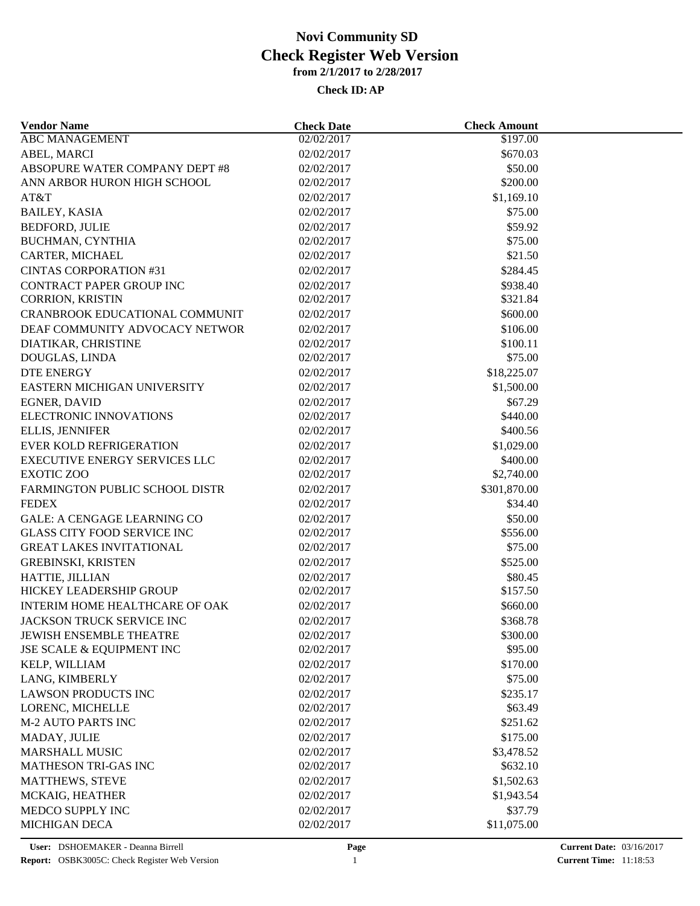# Novi Community SD
# Check Register Web Version
### from 2/1/2017 to 2/28/2017

**Check ID: AP**

| Vendor Name | Check Date | Check Amount |
|---|---|---|
| ABC MANAGEMENT | 02/02/2017 | $197.00 |
| ABEL, MARCI | 02/02/2017 | $670.03 |
| ABSOPURE WATER COMPANY DEPT #8 | 02/02/2017 | $50.00 |
| ANN ARBOR HURON HIGH SCHOOL | 02/02/2017 | $200.00 |
| AT&T | 02/02/2017 | $1,169.10 |
| BAILEY, KASIA | 02/02/2017 | $75.00 |
| BEDFORD, JULIE | 02/02/2017 | $59.92 |
| BUCHMAN, CYNTHIA | 02/02/2017 | $75.00 |
| CARTER, MICHAEL | 02/02/2017 | $21.50 |
| CINTAS CORPORATION #31 | 02/02/2017 | $284.45 |
| CONTRACT PAPER GROUP INC | 02/02/2017 | $938.40 |
| CORRION, KRISTIN | 02/02/2017 | $321.84 |
| CRANBROOK EDUCATIONAL COMMUNIT | 02/02/2017 | $600.00 |
| DEAF COMMUNITY ADVOCACY NETWOR | 02/02/2017 | $106.00 |
| DIATIKAR, CHRISTINE | 02/02/2017 | $100.11 |
| DOUGLAS, LINDA | 02/02/2017 | $75.00 |
| DTE ENERGY | 02/02/2017 | $18,225.07 |
| EASTERN MICHIGAN UNIVERSITY | 02/02/2017 | $1,500.00 |
| EGNER, DAVID | 02/02/2017 | $67.29 |
| ELECTRONIC INNOVATIONS | 02/02/2017 | $440.00 |
| ELLIS, JENNIFER | 02/02/2017 | $400.56 |
| EVER KOLD REFRIGERATION | 02/02/2017 | $1,029.00 |
| EXECUTIVE ENERGY SERVICES LLC | 02/02/2017 | $400.00 |
| EXOTIC ZOO | 02/02/2017 | $2,740.00 |
| FARMINGTON PUBLIC SCHOOL DISTR | 02/02/2017 | $301,870.00 |
| FEDEX | 02/02/2017 | $34.40 |
| GALE: A CENGAGE LEARNING CO | 02/02/2017 | $50.00 |
| GLASS CITY FOOD SERVICE INC | 02/02/2017 | $556.00 |
| GREAT LAKES INVITATIONAL | 02/02/2017 | $75.00 |
| GREBINSKI, KRISTEN | 02/02/2017 | $525.00 |
| HATTIE, JILLIAN | 02/02/2017 | $80.45 |
| HICKEY LEADERSHIP GROUP | 02/02/2017 | $157.50 |
| INTERIM HOME HEALTHCARE OF OAK | 02/02/2017 | $660.00 |
| JACKSON TRUCK SERVICE INC | 02/02/2017 | $368.78 |
| JEWISH ENSEMBLE THEATRE | 02/02/2017 | $300.00 |
| JSE SCALE & EQUIPMENT INC | 02/02/2017 | $95.00 |
| KELP, WILLIAM | 02/02/2017 | $170.00 |
| LANG, KIMBERLY | 02/02/2017 | $75.00 |
| LAWSON PRODUCTS INC | 02/02/2017 | $235.17 |
| LORENC, MICHELLE | 02/02/2017 | $63.49 |
| M-2 AUTO PARTS INC | 02/02/2017 | $251.62 |
| MADAY, JULIE | 02/02/2017 | $175.00 |
| MARSHALL MUSIC | 02/02/2017 | $3,478.52 |
| MATHESON TRI-GAS INC | 02/02/2017 | $632.10 |
| MATTHEWS, STEVE | 02/02/2017 | $1,502.63 |
| MCKAIG, HEATHER | 02/02/2017 | $1,943.54 |
| MEDCO SUPPLY INC | 02/02/2017 | $37.79 |
| MICHIGAN DECA | 02/02/2017 | $11,075.00 |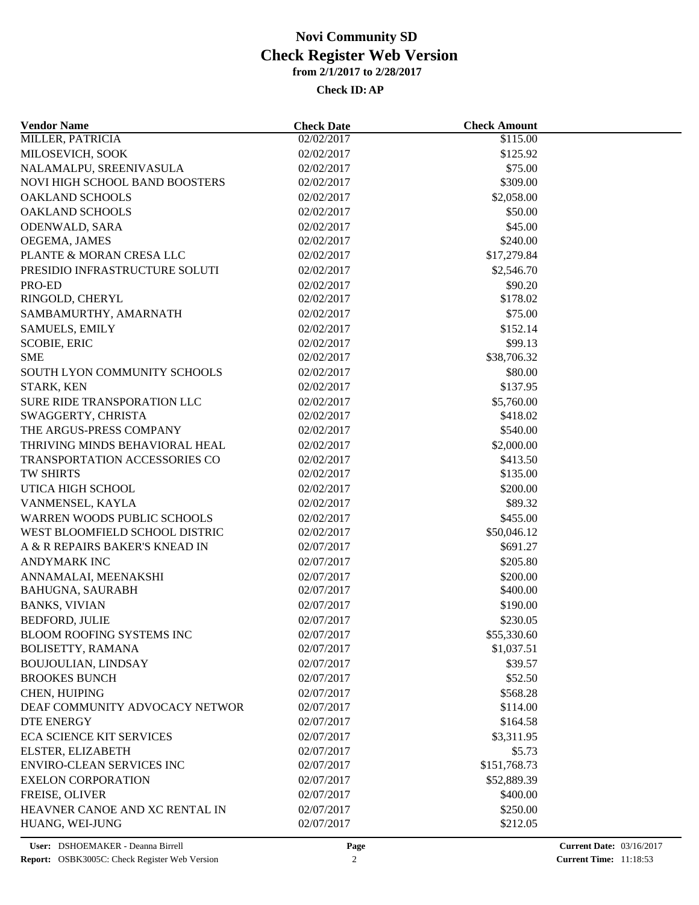# Novi Community SD
## Check Register Web Version
### from 2/1/2017 to 2/28/2017
#### Check ID: AP

| Vendor Name | Check Date | Check Amount |
|---|---|---|
| MILLER, PATRICIA | 02/02/2017 | $115.00 |
| MILOSEVICH, SOOK | 02/02/2017 | $125.92 |
| NALAMALPU, SREENIVASULA | 02/02/2017 | $75.00 |
| NOVI HIGH SCHOOL BAND BOOSTERS | 02/02/2017 | $309.00 |
| OAKLAND SCHOOLS | 02/02/2017 | $2,058.00 |
| OAKLAND SCHOOLS | 02/02/2017 | $50.00 |
| ODENWALD, SARA | 02/02/2017 | $45.00 |
| OEGEMA, JAMES | 02/02/2017 | $240.00 |
| PLANTE & MORAN CRESA LLC | 02/02/2017 | $17,279.84 |
| PRESIDIO INFRASTRUCTURE SOLUTI | 02/02/2017 | $2,546.70 |
| PRO-ED | 02/02/2017 | $90.20 |
| RINGOLD, CHERYL | 02/02/2017 | $178.02 |
| SAMBAMURTHY, AMARNATH | 02/02/2017 | $75.00 |
| SAMUELS, EMILY | 02/02/2017 | $152.14 |
| SCOBIE, ERIC | 02/02/2017 | $99.13 |
| SME | 02/02/2017 | $38,706.32 |
| SOUTH LYON COMMUNITY SCHOOLS | 02/02/2017 | $80.00 |
| STARK, KEN | 02/02/2017 | $137.95 |
| SURE RIDE TRANSPORATION LLC | 02/02/2017 | $5,760.00 |
| SWAGGERTY, CHRISTA | 02/02/2017 | $418.02 |
| THE ARGUS-PRESS COMPANY | 02/02/2017 | $540.00 |
| THRIVING MINDS BEHAVIORAL HEAL | 02/02/2017 | $2,000.00 |
| TRANSPORTATION ACCESSORIES CO | 02/02/2017 | $413.50 |
| TW SHIRTS | 02/02/2017 | $135.00 |
| UTICA HIGH SCHOOL | 02/02/2017 | $200.00 |
| VANMENSEL, KAYLA | 02/02/2017 | $89.32 |
| WARREN WOODS PUBLIC SCHOOLS | 02/02/2017 | $455.00 |
| WEST BLOOMFIELD SCHOOL DISTRIC | 02/02/2017 | $50,046.12 |
| A & R REPAIRS BAKER'S KNEAD IN | 02/07/2017 | $691.27 |
| ANDYMARK INC | 02/07/2017 | $205.80 |
| ANNAMALAI, MEENAKSHI | 02/07/2017 | $200.00 |
| BAHUGNA, SAURABH | 02/07/2017 | $400.00 |
| BANKS, VIVIAN | 02/07/2017 | $190.00 |
| BEDFORD, JULIE | 02/07/2017 | $230.05 |
| BLOOM ROOFING SYSTEMS INC | 02/07/2017 | $55,330.60 |
| BOLISETTY, RAMANA | 02/07/2017 | $1,037.51 |
| BOUJOULIAN, LINDSAY | 02/07/2017 | $39.57 |
| BROOKES BUNCH | 02/07/2017 | $52.50 |
| CHEN, HUIPING | 02/07/2017 | $568.28 |
| DEAF COMMUNITY ADVOCACY NETWOR | 02/07/2017 | $114.00 |
| DTE ENERGY | 02/07/2017 | $164.58 |
| ECA SCIENCE KIT SERVICES | 02/07/2017 | $3,311.95 |
| ELSTER, ELIZABETH | 02/07/2017 | $5.73 |
| ENVIRO-CLEAN SERVICES INC | 02/07/2017 | $151,768.73 |
| EXELON CORPORATION | 02/07/2017 | $52,889.39 |
| FREISE, OLIVER | 02/07/2017 | $400.00 |
| HEAVNER CANOE AND XC RENTAL IN | 02/07/2017 | $250.00 |
| HUANG, WEI-JUNG | 02/07/2017 | $212.05 |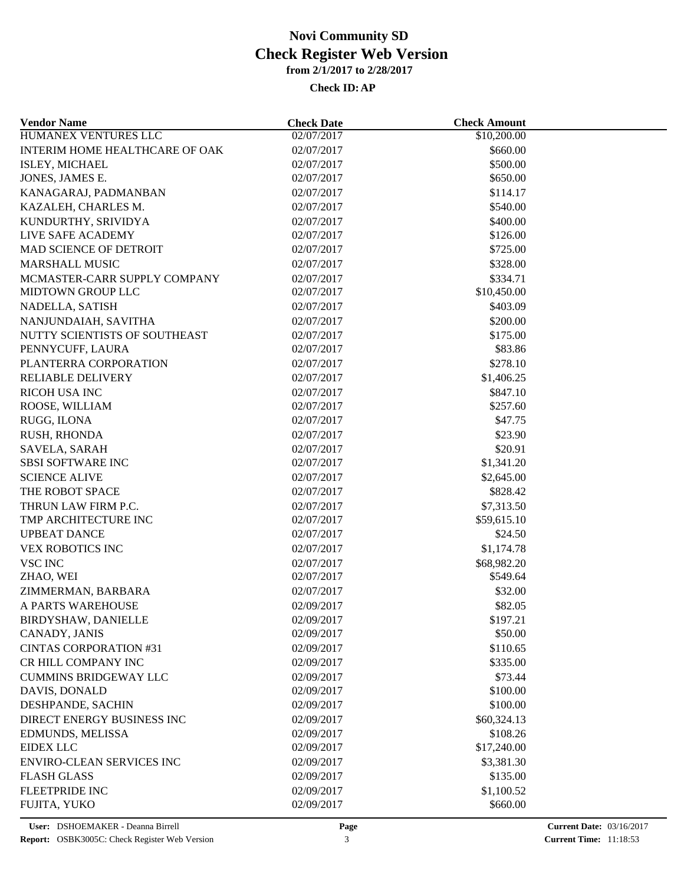# Novi Community SD
## Check Register Web Version
### from 2/1/2017 to 2/28/2017

**Check ID: AP**

| Vendor Name | Check Date | Check Amount |
|---|---|---|
| HUMANEX VENTURES LLC | 02/07/2017 | $10,200.00 |
| INTERIM HOME HEALTHCARE OF OAK | 02/07/2017 | $660.00 |
| ISLEY, MICHAEL | 02/07/2017 | $500.00 |
| JONES, JAMES E. | 02/07/2017 | $650.00 |
| KANAGARAJ, PADMANBAN | 02/07/2017 | $114.17 |
| KAZALEH, CHARLES M. | 02/07/2017 | $540.00 |
| KUNDURTHY, SRIVIDYA | 02/07/2017 | $400.00 |
| LIVE SAFE ACADEMY | 02/07/2017 | $126.00 |
| MAD SCIENCE OF DETROIT | 02/07/2017 | $725.00 |
| MARSHALL MUSIC | 02/07/2017 | $328.00 |
| MCMASTER-CARR SUPPLY COMPANY | 02/07/2017 | $334.71 |
| MIDTOWN GROUP LLC | 02/07/2017 | $10,450.00 |
| NADELLA, SATISH | 02/07/2017 | $403.09 |
| NANJUNDAIAH, SAVITHA | 02/07/2017 | $200.00 |
| NUTTY SCIENTISTS OF SOUTHEAST | 02/07/2017 | $175.00 |
| PENNYCUFF, LAURA | 02/07/2017 | $83.86 |
| PLANTERRA CORPORATION | 02/07/2017 | $278.10 |
| RELIABLE DELIVERY | 02/07/2017 | $1,406.25 |
| RICOH USA INC | 02/07/2017 | $847.10 |
| ROOSE, WILLIAM | 02/07/2017 | $257.60 |
| RUGG, ILONA | 02/07/2017 | $47.75 |
| RUSH, RHONDA | 02/07/2017 | $23.90 |
| SAVELA, SARAH | 02/07/2017 | $20.91 |
| SBSI SOFTWARE INC | 02/07/2017 | $1,341.20 |
| SCIENCE ALIVE | 02/07/2017 | $2,645.00 |
| THE ROBOT SPACE | 02/07/2017 | $828.42 |
| THRUN LAW FIRM P.C. | 02/07/2017 | $7,313.50 |
| TMP ARCHITECTURE INC | 02/07/2017 | $59,615.10 |
| UPBEAT DANCE | 02/07/2017 | $24.50 |
| VEX ROBOTICS INC | 02/07/2017 | $1,174.78 |
| VSC INC | 02/07/2017 | $68,982.20 |
| ZHAO, WEI | 02/07/2017 | $549.64 |
| ZIMMERMAN, BARBARA | 02/07/2017 | $32.00 |
| A PARTS WAREHOUSE | 02/09/2017 | $82.05 |
| BIRDYSHAW, DANIELLE | 02/09/2017 | $197.21 |
| CANADY, JANIS | 02/09/2017 | $50.00 |
| CINTAS CORPORATION #31 | 02/09/2017 | $110.65 |
| CR HILL COMPANY INC | 02/09/2017 | $335.00 |
| CUMMINS BRIDGEWAY LLC | 02/09/2017 | $73.44 |
| DAVIS, DONALD | 02/09/2017 | $100.00 |
| DESHPANDE, SACHIN | 02/09/2017 | $100.00 |
| DIRECT ENERGY BUSINESS INC | 02/09/2017 | $60,324.13 |
| EDMUNDS, MELISSA | 02/09/2017 | $108.26 |
| EIDEX LLC | 02/09/2017 | $17,240.00 |
| ENVIRO-CLEAN SERVICES INC | 02/09/2017 | $3,381.30 |
| FLASH GLASS | 02/09/2017 | $135.00 |
| FLEETPRIDE INC | 02/09/2017 | $1,100.52 |
| FUJITA, YUKO | 02/09/2017 | $660.00 |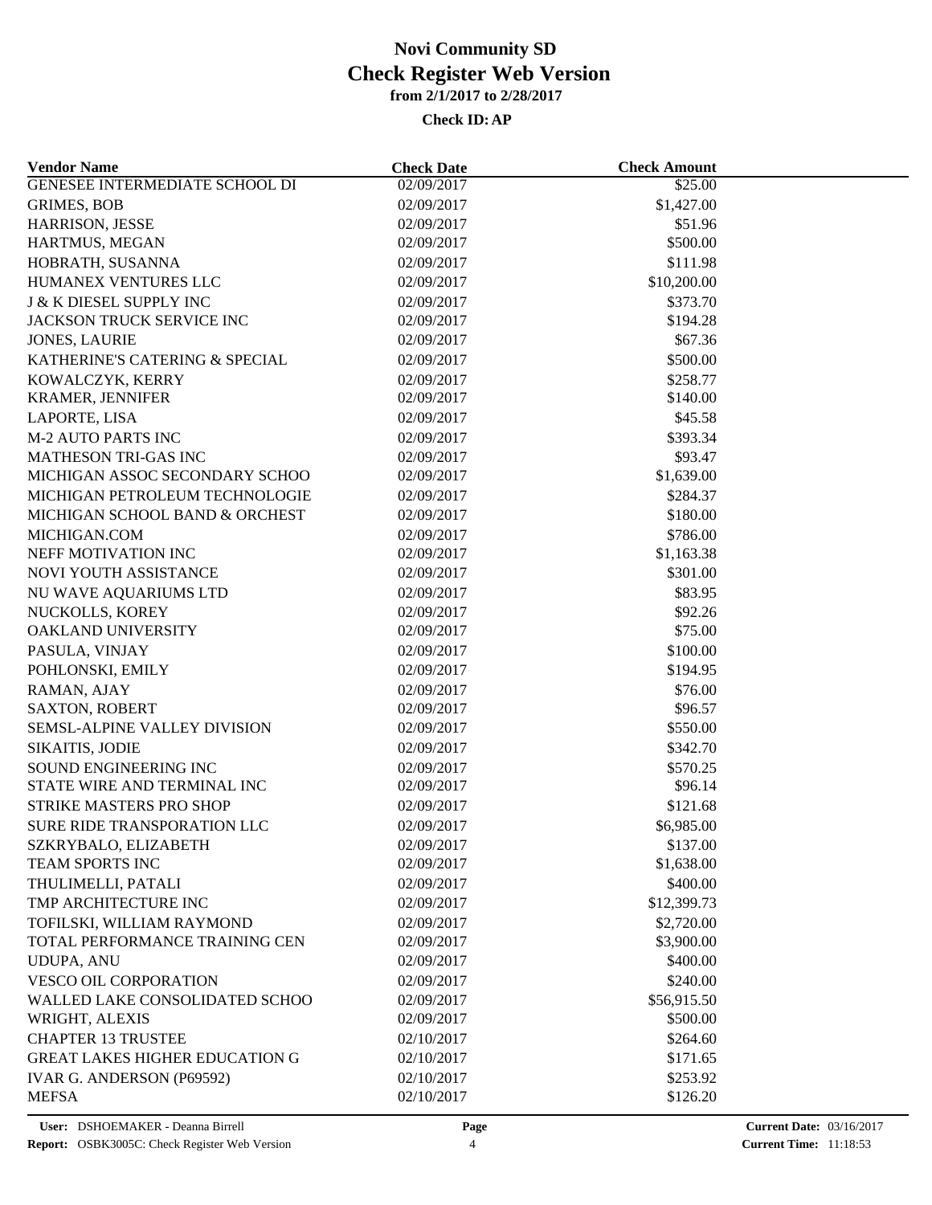# Novi Community SD
## Check Register Web Version
### from 2/1/2017 to 2/28/2017

**Check ID: AP**

| Vendor Name | Check Date | Check Amount |
|---|---|---|
| GENESEE INTERMEDIATE SCHOOL DI | 02/09/2017 | $25.00 |
| GRIMES, BOB | 02/09/2017 | $1,427.00 |
| HARRISON, JESSE | 02/09/2017 | $51.96 |
| HARTMUS, MEGAN | 02/09/2017 | $500.00 |
| HOBRATH, SUSANNA | 02/09/2017 | $111.98 |
| HUMANEX VENTURES LLC | 02/09/2017 | $10,200.00 |
| J & K DIESEL SUPPLY INC | 02/09/2017 | $373.70 |
| JACKSON TRUCK SERVICE INC | 02/09/2017 | $194.28 |
| JONES, LAURIE | 02/09/2017 | $67.36 |
| KATHERINE'S CATERING & SPECIAL | 02/09/2017 | $500.00 |
| KOWALCZYK, KERRY | 02/09/2017 | $258.77 |
| KRAMER, JENNIFER | 02/09/2017 | $140.00 |
| LAPORTE, LISA | 02/09/2017 | $45.58 |
| M-2 AUTO PARTS INC | 02/09/2017 | $393.34 |
| MATHESON TRI-GAS INC | 02/09/2017 | $93.47 |
| MICHIGAN ASSOC SECONDARY SCHOO | 02/09/2017 | $1,639.00 |
| MICHIGAN PETROLEUM TECHNOLOGIE | 02/09/2017 | $284.37 |
| MICHIGAN SCHOOL BAND & ORCHEST | 02/09/2017 | $180.00 |
| MICHIGAN.COM | 02/09/2017 | $786.00 |
| NEFF MOTIVATION INC | 02/09/2017 | $1,163.38 |
| NOVI YOUTH ASSISTANCE | 02/09/2017 | $301.00 |
| NU WAVE AQUARIUMS LTD | 02/09/2017 | $83.95 |
| NUCKOLLS, KOREY | 02/09/2017 | $92.26 |
| OAKLAND UNIVERSITY | 02/09/2017 | $75.00 |
| PASULA, VINJAY | 02/09/2017 | $100.00 |
| POHLONSKI, EMILY | 02/09/2017 | $194.95 |
| RAMAN, AJAY | 02/09/2017 | $76.00 |
| SAXTON, ROBERT | 02/09/2017 | $96.57 |
| SEMSL-ALPINE VALLEY DIVISION | 02/09/2017 | $550.00 |
| SIKAITIS, JODIE | 02/09/2017 | $342.70 |
| SOUND ENGINEERING INC | 02/09/2017 | $570.25 |
| STATE WIRE AND TERMINAL INC | 02/09/2017 | $96.14 |
| STRIKE MASTERS PRO SHOP | 02/09/2017 | $121.68 |
| SURE RIDE TRANSPORATION LLC | 02/09/2017 | $6,985.00 |
| SZKRYBALO, ELIZABETH | 02/09/2017 | $137.00 |
| TEAM SPORTS INC | 02/09/2017 | $1,638.00 |
| THULIMELLI, PATALI | 02/09/2017 | $400.00 |
| TMP ARCHITECTURE INC | 02/09/2017 | $12,399.73 |
| TOFILSKI, WILLIAM RAYMOND | 02/09/2017 | $2,720.00 |
| TOTAL PERFORMANCE TRAINING CEN | 02/09/2017 | $3,900.00 |
| UDUPA, ANU | 02/09/2017 | $400.00 |
| VESCO OIL CORPORATION | 02/09/2017 | $240.00 |
| WALLED LAKE CONSOLIDATED SCHOO | 02/09/2017 | $56,915.50 |
| WRIGHT, ALEXIS | 02/09/2017 | $500.00 |
| CHAPTER 13 TRUSTEE | 02/10/2017 | $264.60 |
| GREAT LAKES HIGHER EDUCATION G | 02/10/2017 | $171.65 |
| IVAR G. ANDERSON (P69592) | 02/10/2017 | $253.92 |
| MEFSA | 02/10/2017 | $126.20 |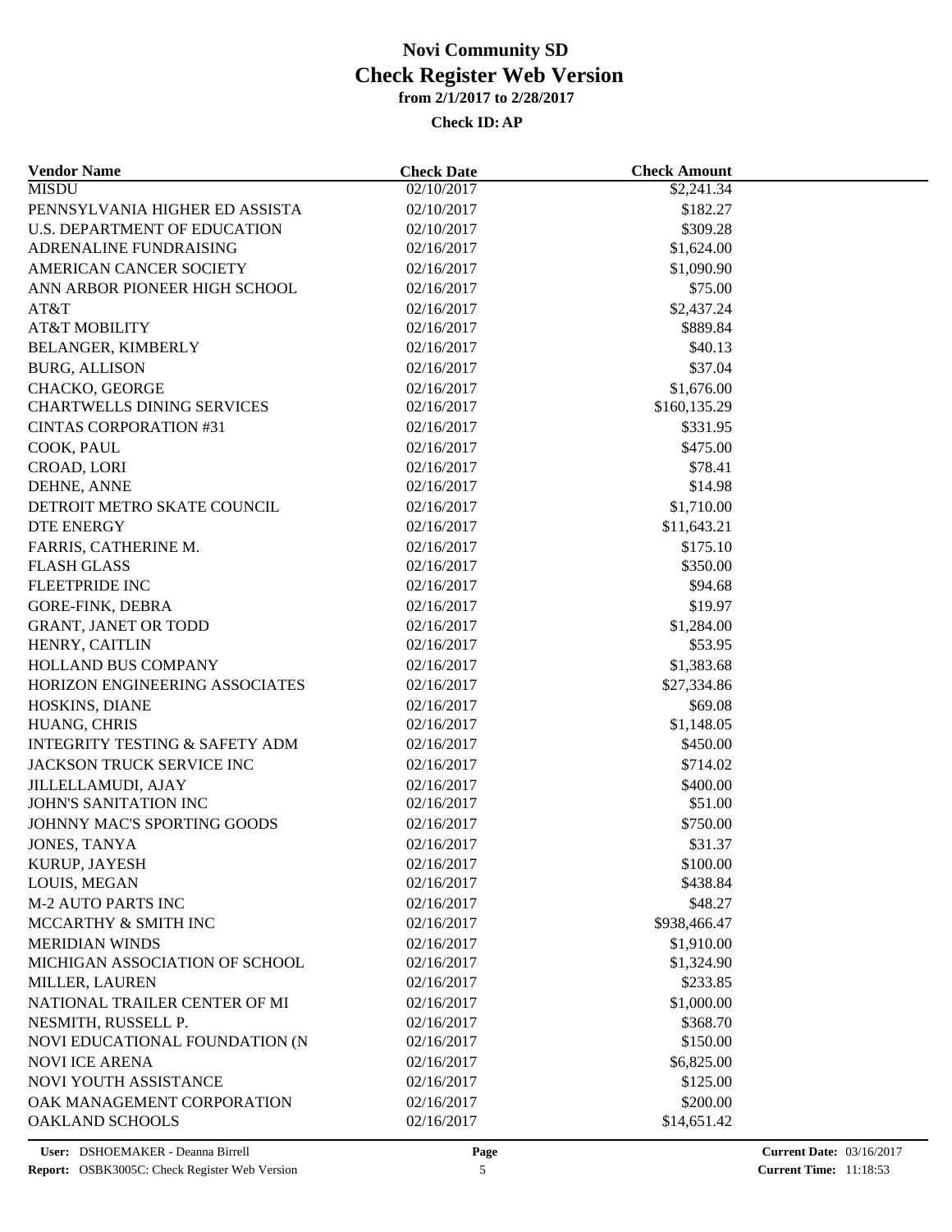# Novi Community SD

## Check Register Web Version

**from 2/1/2017 to 2/28/2017**

**Check ID: AP**

| Vendor Name | Check Date | Check Amount |
|---|---|---|
| MISDU | 02/10/2017 | $2,241.34 |
| PENNSYLVANIA HIGHER ED ASSISTA | 02/10/2017 | $182.27 |
| U.S. DEPARTMENT OF EDUCATION | 02/10/2017 | $309.28 |
| ADRENALINE FUNDRAISING | 02/16/2017 | $1,624.00 |
| AMERICAN CANCER SOCIETY | 02/16/2017 | $1,090.90 |
| ANN ARBOR PIONEER HIGH SCHOOL | 02/16/2017 | $75.00 |
| AT&T | 02/16/2017 | $2,437.24 |
| AT&T MOBILITY | 02/16/2017 | $889.84 |
| BELANGER, KIMBERLY | 02/16/2017 | $40.13 |
| BURG, ALLISON | 02/16/2017 | $37.04 |
| CHACKO, GEORGE | 02/16/2017 | $1,676.00 |
| CHARTWELLS DINING SERVICES | 02/16/2017 | $160,135.29 |
| CINTAS CORPORATION #31 | 02/16/2017 | $331.95 |
| COOK, PAUL | 02/16/2017 | $475.00 |
| CROAD, LORI | 02/16/2017 | $78.41 |
| DEHNE, ANNE | 02/16/2017 | $14.98 |
| DETROIT METRO SKATE COUNCIL | 02/16/2017 | $1,710.00 |
| DTE ENERGY | 02/16/2017 | $11,643.21 |
| FARRIS, CATHERINE M. | 02/16/2017 | $175.10 |
| FLASH GLASS | 02/16/2017 | $350.00 |
| FLEETPRIDE INC | 02/16/2017 | $94.68 |
| GORE-FINK, DEBRA | 02/16/2017 | $19.97 |
| GRANT, JANET OR TODD | 02/16/2017 | $1,284.00 |
| HENRY, CAITLIN | 02/16/2017 | $53.95 |
| HOLLAND BUS COMPANY | 02/16/2017 | $1,383.68 |
| HORIZON ENGINEERING ASSOCIATES | 02/16/2017 | $27,334.86 |
| HOSKINS, DIANE | 02/16/2017 | $69.08 |
| HUANG, CHRIS | 02/16/2017 | $1,148.05 |
| INTEGRITY TESTING & SAFETY ADM | 02/16/2017 | $450.00 |
| JACKSON TRUCK SERVICE INC | 02/16/2017 | $714.02 |
| JILLELLAMUDI, AJAY | 02/16/2017 | $400.00 |
| JOHN'S SANITATION INC | 02/16/2017 | $51.00 |
| JOHNNY MAC'S SPORTING GOODS | 02/16/2017 | $750.00 |
| JONES, TANYA | 02/16/2017 | $31.37 |
| KURUP, JAYESH | 02/16/2017 | $100.00 |
| LOUIS, MEGAN | 02/16/2017 | $438.84 |
| M-2 AUTO PARTS INC | 02/16/2017 | $48.27 |
| MCCARTHY & SMITH INC | 02/16/2017 | $938,466.47 |
| MERIDIAN WINDS | 02/16/2017 | $1,910.00 |
| MICHIGAN ASSOCIATION OF SCHOOL | 02/16/2017 | $1,324.90 |
| MILLER, LAUREN | 02/16/2017 | $233.85 |
| NATIONAL TRAILER CENTER OF MI | 02/16/2017 | $1,000.00 |
| NESMITH, RUSSELL P. | 02/16/2017 | $368.70 |
| NOVI EDUCATIONAL FOUNDATION (N | 02/16/2017 | $150.00 |
| NOVI ICE ARENA | 02/16/2017 | $6,825.00 |
| NOVI YOUTH ASSISTANCE | 02/16/2017 | $125.00 |
| OAK MANAGEMENT CORPORATION | 02/16/2017 | $200.00 |
| OAKLAND SCHOOLS | 02/16/2017 | $14,651.42 |

User: DSHOEMAKER - Deanna Birrell
Report: OSBK3005C: Check Register Web Version
Current Date: 03/16/2017
Current Time: 11:18:53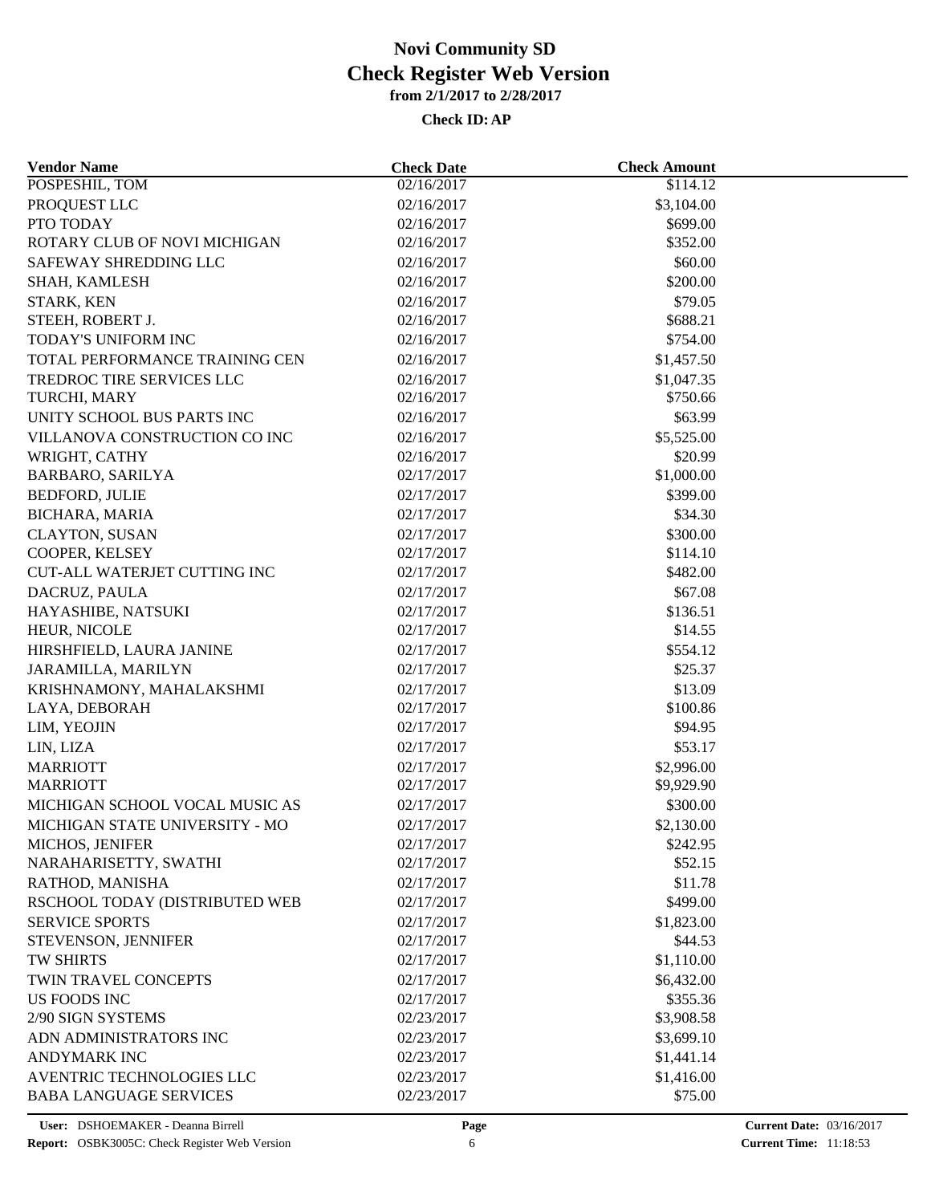# Novi Community SD
## Check Register Web Version
### from 2/1/2017 to 2/28/2017
#### Check ID: AP

| Vendor Name | Check Date | Check Amount |
|---|---|---|
| POSPESHIL, TOM | 02/16/2017 | $114.12 |
| PROQUEST LLC | 02/16/2017 | $3,104.00 |
| PTO TODAY | 02/16/2017 | $699.00 |
| ROTARY CLUB OF NOVI MICHIGAN | 02/16/2017 | $352.00 |
| SAFEWAY SHREDDING LLC | 02/16/2017 | $60.00 |
| SHAH, KAMLESH | 02/16/2017 | $200.00 |
| STARK, KEN | 02/16/2017 | $79.05 |
| STEEH, ROBERT J. | 02/16/2017 | $688.21 |
| TODAY'S UNIFORM INC | 02/16/2017 | $754.00 |
| TOTAL PERFORMANCE TRAINING CEN | 02/16/2017 | $1,457.50 |
| TREDROC TIRE SERVICES LLC | 02/16/2017 | $1,047.35 |
| TURCHI, MARY | 02/16/2017 | $750.66 |
| UNITY SCHOOL BUS PARTS INC | 02/16/2017 | $63.99 |
| VILLANOVA CONSTRUCTION CO INC | 02/16/2017 | $5,525.00 |
| WRIGHT, CATHY | 02/16/2017 | $20.99 |
| BARBARO, SARILYA | 02/17/2017 | $1,000.00 |
| BEDFORD, JULIE | 02/17/2017 | $399.00 |
| BICHARA, MARIA | 02/17/2017 | $34.30 |
| CLAYTON, SUSAN | 02/17/2017 | $300.00 |
| COOPER, KELSEY | 02/17/2017 | $114.10 |
| CUT-ALL WATERJET CUTTING INC | 02/17/2017 | $482.00 |
| DACRUZ, PAULA | 02/17/2017 | $67.08 |
| HAYASHIBE, NATSUKI | 02/17/2017 | $136.51 |
| HEUR, NICOLE | 02/17/2017 | $14.55 |
| HIRSHFIELD, LAURA JANINE | 02/17/2017 | $554.12 |
| JARAMILLA, MARILYN | 02/17/2017 | $25.37 |
| KRISHNAMONY, MAHALAKSHMI | 02/17/2017 | $13.09 |
| LAYA, DEBORAH | 02/17/2017 | $100.86 |
| LIM, YEOJIN | 02/17/2017 | $94.95 |
| LIN, LIZA | 02/17/2017 | $53.17 |
| MARRIOTT | 02/17/2017 | $2,996.00 |
| MARRIOTT | 02/17/2017 | $9,929.90 |
| MICHIGAN SCHOOL VOCAL MUSIC AS | 02/17/2017 | $300.00 |
| MICHIGAN STATE UNIVERSITY - MO | 02/17/2017 | $2,130.00 |
| MICHOS, JENIFER | 02/17/2017 | $242.95 |
| NARAHARISETTY, SWATHI | 02/17/2017 | $52.15 |
| RATHOD, MANISHA | 02/17/2017 | $11.78 |
| RSCHOOL TODAY (DISTRIBUTED WEB | 02/17/2017 | $499.00 |
| SERVICE SPORTS | 02/17/2017 | $1,823.00 |
| STEVENSON, JENNIFER | 02/17/2017 | $44.53 |
| TW SHIRTS | 02/17/2017 | $1,110.00 |
| TWIN TRAVEL CONCEPTS | 02/17/2017 | $6,432.00 |
| US FOODS INC | 02/17/2017 | $355.36 |
| 2/90 SIGN SYSTEMS | 02/23/2017 | $3,908.58 |
| ADN ADMINISTRATORS INC | 02/23/2017 | $3,699.10 |
| ANDYMARK INC | 02/23/2017 | $1,441.14 |
| AVENTRIC TECHNOLOGIES LLC | 02/23/2017 | $1,416.00 |
| BABA LANGUAGE SERVICES | 02/23/2017 | $75.00 |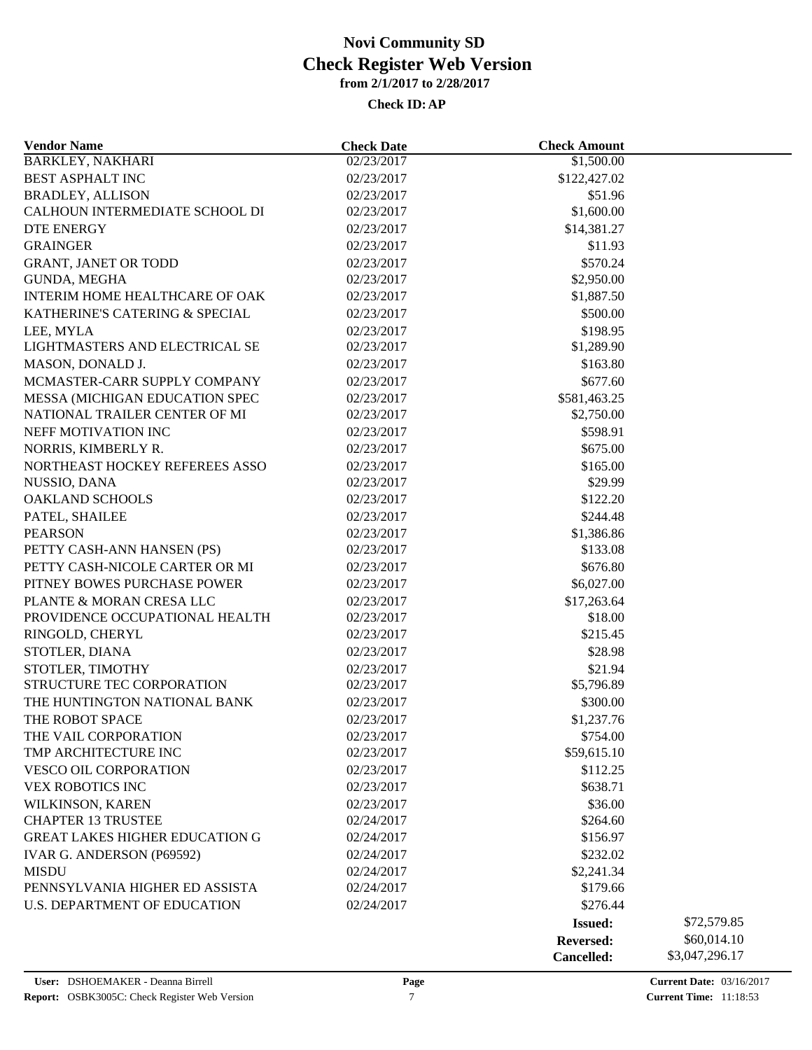# Novi Community SD
## Check Register Web Version
### from 2/1/2017 to 2/28/2017
### Check ID: AP

| Vendor Name | Check Date | Check Amount | |
|---|---|---|---|
| BARKLEY, NAKHARI | 02/23/2017 | \$1,500.00 | |
| BEST ASPHALT INC | 02/23/2017 | \$122,427.02 | |
| BRADLEY, ALLISON | 02/23/2017 | \$51.96 | |
| CALHOUN INTERMEDIATE SCHOOL DI | 02/23/2017 | \$1,600.00 | |
| DTE ENERGY | 02/23/2017 | \$14,381.27 | |
| GRAINGER | 02/23/2017 | \$11.93 | |
| GRANT, JANET OR TODD | 02/23/2017 | \$570.24 | |
| GUNDA, MEGHA | 02/23/2017 | \$2,950.00 | |
| INTERIM HOME HEALTHCARE OF OAK | 02/23/2017 | \$1,887.50 | |
| KATHERINE'S CATERING & SPECIAL | 02/23/2017 | \$500.00 | |
| LEE, MYLA | 02/23/2017 | \$198.95 | |
| LIGHTMASTERS AND ELECTRICAL SE | 02/23/2017 | \$1,289.90 | |
| MASON, DONALD J. | 02/23/2017 | \$163.80 | |
| MCMASTER-CARR SUPPLY COMPANY | 02/23/2017 | \$677.60 | |
| MESSA (MICHIGAN EDUCATION SPEC | 02/23/2017 | \$581,463.25 | |
| NATIONAL TRAILER CENTER OF MI | 02/23/2017 | \$2,750.00 | |
| NEFF MOTIVATION INC | 02/23/2017 | \$598.91 | |
| NORRIS, KIMBERLY R. | 02/23/2017 | \$675.00 | |
| NORTHEAST HOCKEY REFEREES ASSO | 02/23/2017 | \$165.00 | |
| NUSSIO, DANA | 02/23/2017 | \$29.99 | |
| OAKLAND SCHOOLS | 02/23/2017 | \$122.20 | |
| PATEL, SHAILEE | 02/23/2017 | \$244.48 | |
| PEARSON | 02/23/2017 | \$1,386.86 | |
| PETTY CASH-ANN HANSEN (PS) | 02/23/2017 | \$133.08 | |
| PETTY CASH-NICOLE CARTER OR MI | 02/23/2017 | \$676.80 | |
| PITNEY BOWES PURCHASE POWER | 02/23/2017 | \$6,027.00 | |
| PLANTE & MORAN CRESA LLC | 02/23/2017 | \$17,263.64 | |
| PROVIDENCE OCCUPATIONAL HEALTH | 02/23/2017 | \$18.00 | |
| RINGOLD, CHERYL | 02/23/2017 | \$215.45 | |
| STOTLER, DIANA | 02/23/2017 | \$28.98 | |
| STOTLER, TIMOTHY | 02/23/2017 | \$21.94 | |
| STRUCTURE TEC CORPORATION | 02/23/2017 | \$5,796.89 | |
| THE HUNTINGTON NATIONAL BANK | 02/23/2017 | \$300.00 | |
| THE ROBOT SPACE | 02/23/2017 | \$1,237.76 | |
| THE VAIL CORPORATION | 02/23/2017 | \$754.00 | |
| TMP ARCHITECTURE INC | 02/23/2017 | \$59,615.10 | |
| VESCO OIL CORPORATION | 02/23/2017 | \$112.25 | |
| VEX ROBOTICS INC | 02/23/2017 | \$638.71 | |
| WILKINSON, KAREN | 02/23/2017 | \$36.00 | |
| CHAPTER 13 TRUSTEE | 02/24/2017 | \$264.60 | |
| GREAT LAKES HIGHER EDUCATION G | 02/24/2017 | \$156.97 | |
| IVAR G. ANDERSON (P69592) | 02/24/2017 | \$232.02 | |
| MISDU | 02/24/2017 | \$2,241.34 | |
| PENNSYLVANIA HIGHER ED ASSISTA | 02/24/2017 | \$179.66 | |
| U.S. DEPARTMENT OF EDUCATION | 02/24/2017 | \$276.44 | |
| | | **Issued:** | \$72,579.85 |
| | | **Reversed:** | \$60,014.10 |
| | | **Cancelled:** | \$3,047,296.17 |

User: DSHOEMAKER - Deanna Birrell
Report: OSBK3005C: Check Register Web Version
Current Date: 03/16/2017
Current Time: 11:18:53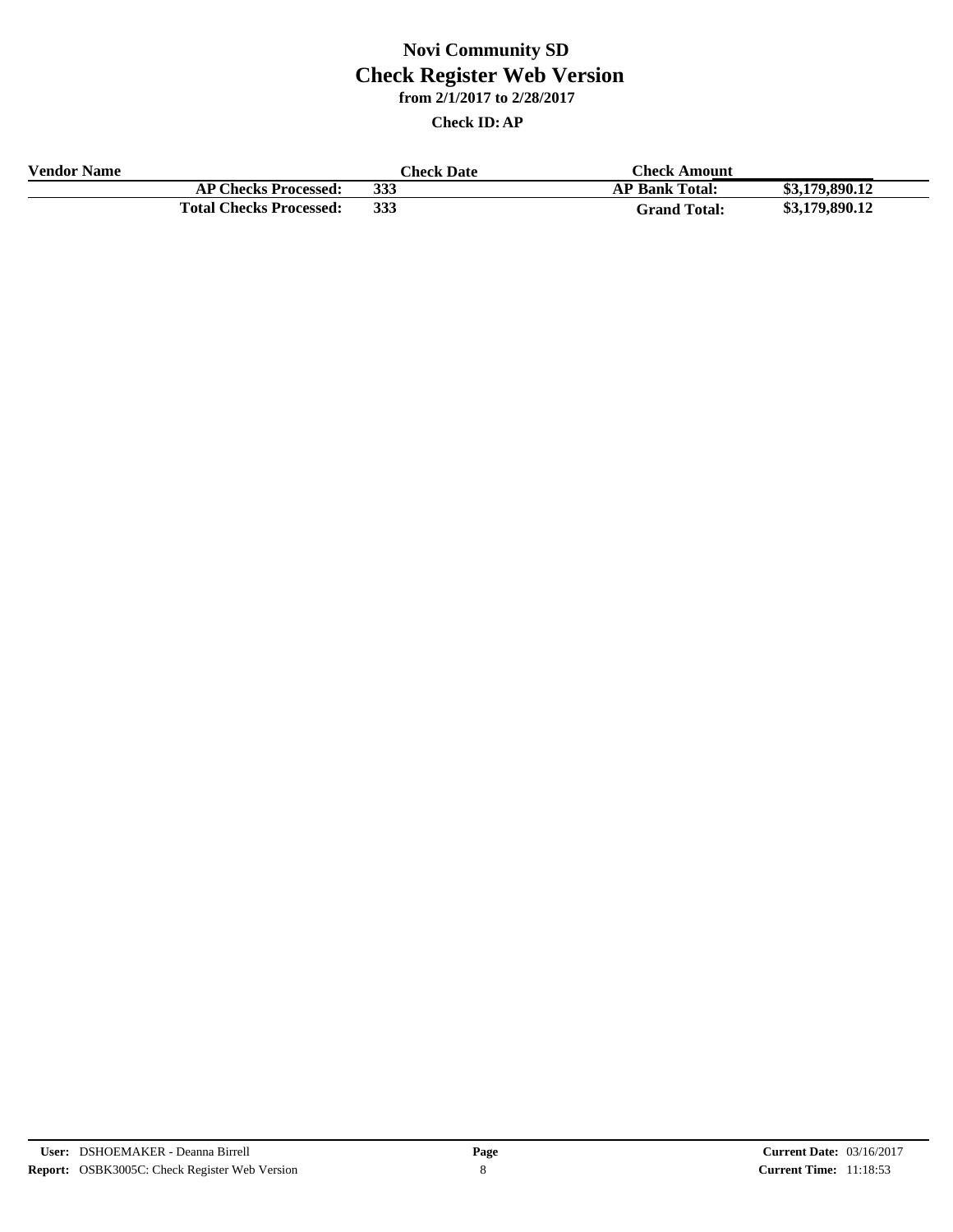# Novi Community SD

## Check Register Web Version

### from 2/1/2017 to 2/28/2017

**Check ID: AP**

| Vendor Name | | Check Date | Check Amount | |
|---|---|---|---|---|
| | **AP Checks Processed:** | **333** | **AP Bank Total:** | **$3,179,890.12** |
| | **Total Checks Processed:** | **333** | **Grand Total:** | **$3,179,890.12** |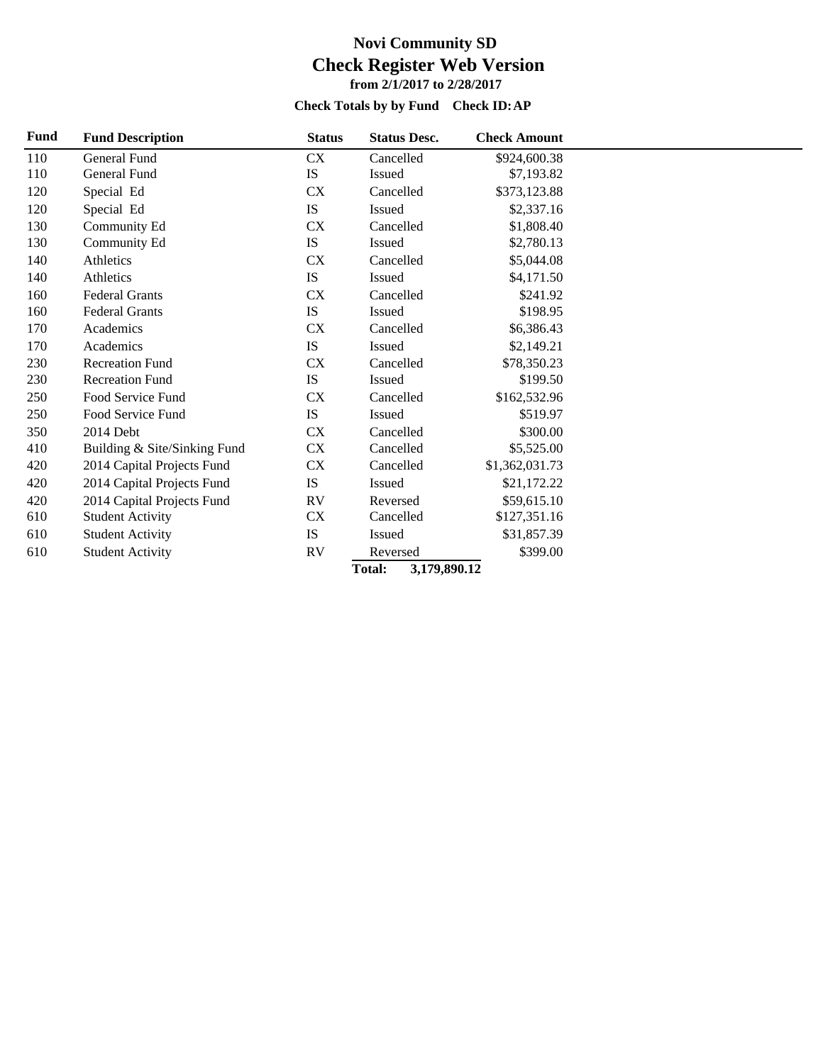# Novi Community SD

## Check Register Web Version

**from 2/1/2017 to 2/28/2017**

**Check Totals by by Fund Check ID: AP**

| Fund | Fund Description | Status | Status Desc. | Check Amount |
|---|---|---|---|---|
| 110 | General Fund | CX | Cancelled | $924,600.38 |
| 110 | General Fund | IS | Issued | $7,193.82 |
| 120 | Special Ed | CX | Cancelled | $373,123.88 |
| 120 | Special Ed | IS | Issued | $2,337.16 |
| 130 | Community Ed | CX | Cancelled | $1,808.40 |
| 130 | Community Ed | IS | Issued | $2,780.13 |
| 140 | Athletics | CX | Cancelled | $5,044.08 |
| 140 | Athletics | IS | Issued | $4,171.50 |
| 160 | Federal Grants | CX | Cancelled | $241.92 |
| 160 | Federal Grants | IS | Issued | $198.95 |
| 170 | Academics | CX | Cancelled | $6,386.43 |
| 170 | Academics | IS | Issued | $2,149.21 |
| 230 | Recreation Fund | CX | Cancelled | $78,350.23 |
| 230 | Recreation Fund | IS | Issued | $199.50 |
| 250 | Food Service Fund | CX | Cancelled | $162,532.96 |
| 250 | Food Service Fund | IS | Issued | $519.97 |
| 350 | 2014 Debt | CX | Cancelled | $300.00 |
| 410 | Building & Site/Sinking Fund | CX | Cancelled | $5,525.00 |
| 420 | 2014 Capital Projects Fund | CX | Cancelled | $1,362,031.73 |
| 420 | 2014 Capital Projects Fund | IS | Issued | $21,172.22 |
| 420 | 2014 Capital Projects Fund | RV | Reversed | $59,615.10 |
| 610 | Student Activity | CX | Cancelled | $127,351.16 |
| 610 | Student Activity | IS | Issued | $31,857.39 |
| 610 | Student Activity | RV | Reversed | $399.00 |
| | | | **Total:** | **3,179,890.12** |